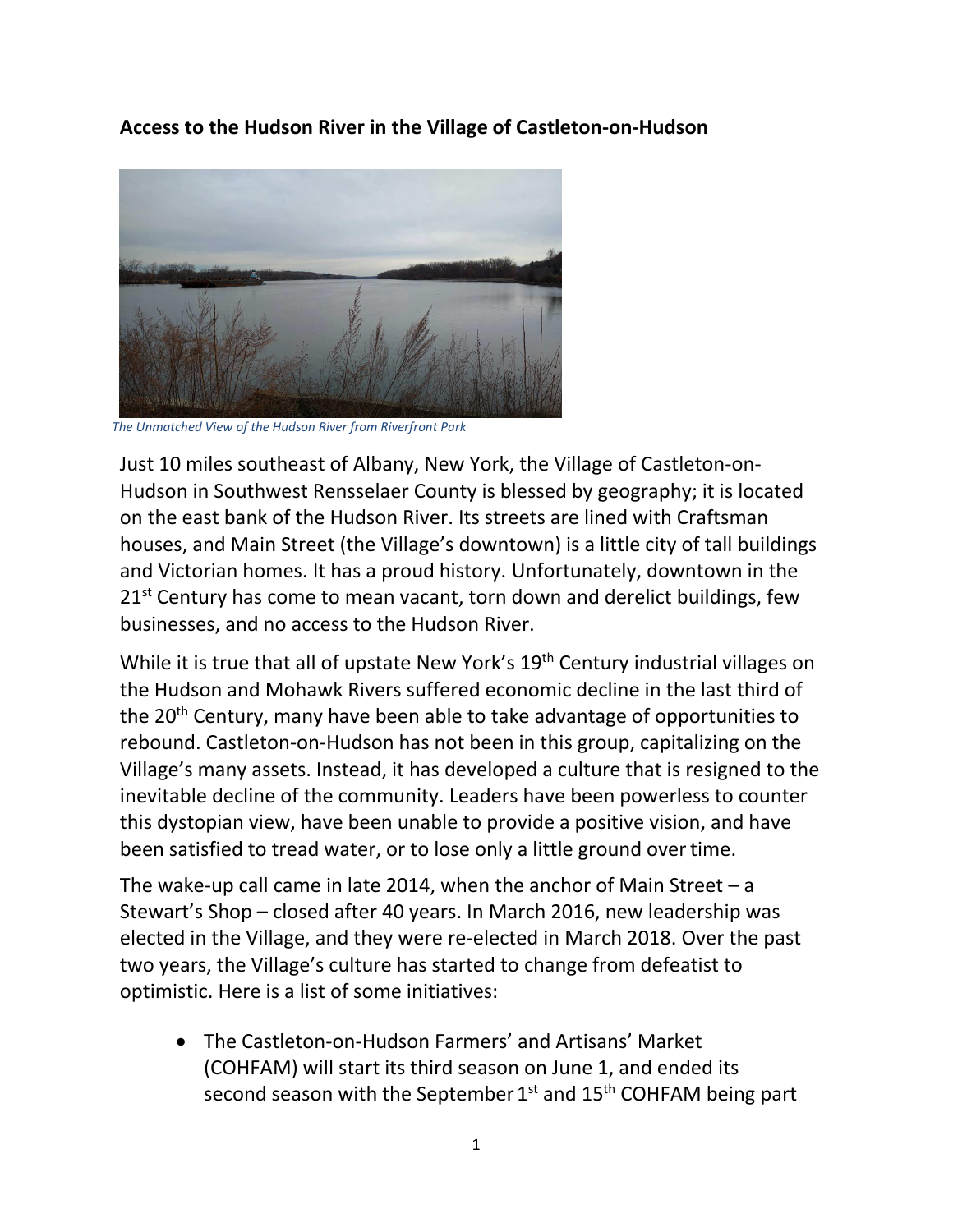**Access to the Hudson River in the Village of Castleton-on-Hudson**

*The Unmatched View of the Hudson River from Riverfront Park*

Just 10 miles southeast of Albany, New York, the Village of Castleton-on-Hudson in Southwest Rensselaer County is blessed by geography; it is located on the east bank of the Hudson River. Its streets are lined with Craftsman houses, and Main Street (the Village's downtown) is a little city of tall buildings and Victorian homes. It has a proud history. Unfortunately, downtown in the 21st Century has come to mean vacant, torn down and derelict buildings, few businesses, and no access to the Hudson River.

While it is true that all of upstate New York's 19th Century industrial villages on the Hudson and Mohawk Rivers suffered economic decline in the last third of the 20th Century, many have been able to take advantage of opportunities to rebound. Castleton-on-Hudson has not been in this group, capitalizing on the Village's many assets. Instead, it has developed a culture that is resigned to the inevitable decline of the community. Leaders have been powerless to counter this dystopian view, have been unable to provide a positive vision, and have been satisfied to tread water, or to lose only a little ground over time.

The wake-up call came in late 2014, when the anchor of Main Street – a Stewart's Shop – closed after 40 years. In March 2016, new leadership was elected in the Village, and they were re-elected in March 2018. Over the past two years, the Village's culture has started to change from defeatist to optimistic. Here is a list of some initiatives:

- The Castleton-on-Hudson Farmers' and Artisans' Market (COHFAM) will start its third season on June 1, and ended its second season with the September 1st and 15th COHFAM being part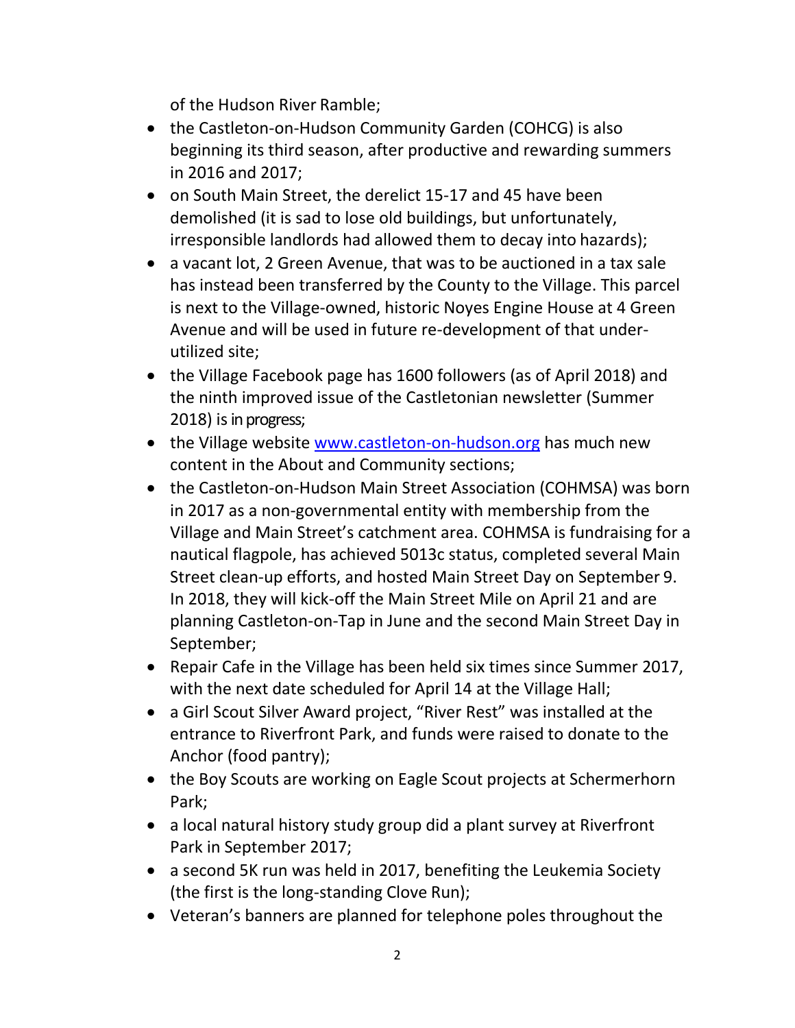of the Hudson River Ramble;

- the Castleton-on-Hudson Community Garden (COHCG) is also beginning its third season, after productive and rewarding summers in 2016 and 2017;
- on South Main Street, the derelict 15-17 and 45 have been demolished (it is sad to lose old buildings, but unfortunately, irresponsible landlords had allowed them to decay into hazards);
- a vacant lot, 2 Green Avenue, that was to be auctioned in a tax sale has instead been transferred by the County to the Village. This parcel is next to the Village-owned, historic Noyes Engine House at 4 Green Avenue and will be used in future re-development of that under-utilized site;
- the Village Facebook page has 1600 followers (as of April 2018) and the ninth improved issue of the Castletonian newsletter (Summer 2018) is in progress;
- the Village website [www.castleton-on-hudson.org](http://www.castleton-on-hudson.org) has much new content in the About and Community sections;
- the Castleton-on-Hudson Main Street Association (COHMSA) was born in 2017 as a non-governmental entity with membership from the Village and Main Street's catchment area. COHMSA is fundraising for a nautical flagpole, has achieved 5013c status, completed several Main Street clean-up efforts, and hosted Main Street Day on September 9. In 2018, they will kick-off the Main Street Mile on April 21 and are planning Castleton-on-Tap in June and the second Main Street Day in September;
- Repair Cafe in the Village has been held six times since Summer 2017, with the next date scheduled for April 14 at the Village Hall;
- a Girl Scout Silver Award project, "River Rest" was installed at the entrance to Riverfront Park, and funds were raised to donate to the Anchor (food pantry);
- the Boy Scouts are working on Eagle Scout projects at Schermerhorn Park;
- a local natural history study group did a plant survey at Riverfront Park in September 2017;
- a second 5K run was held in 2017, benefiting the Leukemia Society (the first is the long-standing Clove Run);
- Veteran's banners are planned for telephone poles throughout the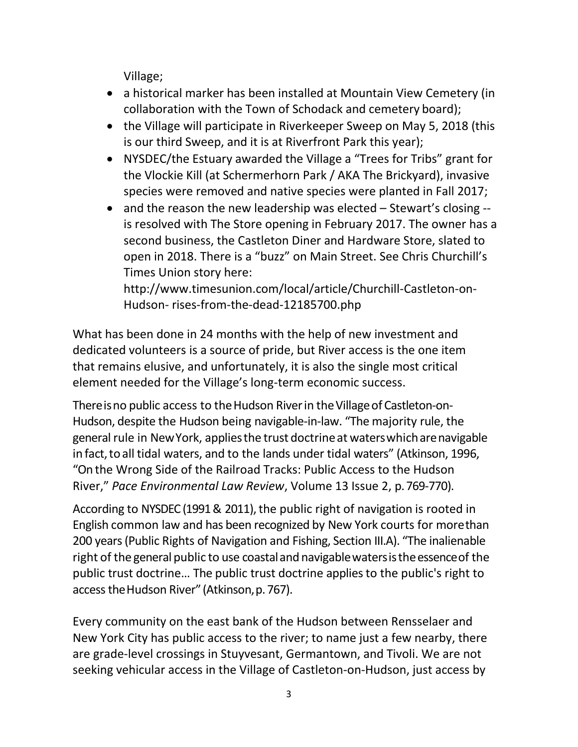Village;

- a historical marker has been installed at Mountain View Cemetery (in collaboration with the Town of Schodack and cemetery board);
- the Village will participate in Riverkeeper Sweep on May 5, 2018 (this is our third Sweep, and it is at Riverfront Park this year);
- NYSDEC/the Estuary awarded the Village a "Trees for Tribs" grant for the Vlockie Kill (at Schermerhorn Park / AKA The Brickyard), invasive species were removed and native species were planted in Fall 2017;
- and the reason the new leadership was elected – Stewart's closing -- is resolved with The Store opening in February 2017. The owner has a second business, the Castleton Diner and Hardware Store, slated to open in 2018. There is a "buzz" on Main Street. See Chris Churchill's Times Union story here: http://www.timesunion.com/local/article/Churchill-Castleton-on-Hudson- rises-from-the-dead-12185700.php

What has been done in 24 months with the help of new investment and dedicated volunteers is a source of pride, but River access is the one item that remains elusive, and unfortunately, it is also the single most critical element needed for the Village's long-term economic success.

There is no public access to the Hudson River in the Village of Castleton-on-Hudson, despite the Hudson being navigable-in-law. "The majority rule, the general rule in New York, applies the trust doctrine at waters which are navigable in fact, to all tidal waters, and to the lands under tidal waters" (Atkinson, 1996, "On the Wrong Side of the Railroad Tracks: Public Access to the Hudson River," *Pace Environmental Law Review*, Volume 13 Issue 2, p. 769-770).

According to NYSDEC (1991 & 2011), the public right of navigation is rooted in English common law and has been recognized by New York courts for more than 200 years (Public Rights of Navigation and Fishing, Section III.A). "The inalienable right of the general public to use coastal and navigable waters is the essence of the public trust doctrine… The public trust doctrine applies to the public's right to access the Hudson River" (Atkinson, p. 767).

Every community on the east bank of the Hudson between Rensselaer and New York City has public access to the river; to name just a few nearby, there are grade-level crossings in Stuyvesant, Germantown, and Tivoli. We are not seeking vehicular access in the Village of Castleton-on-Hudson, just access by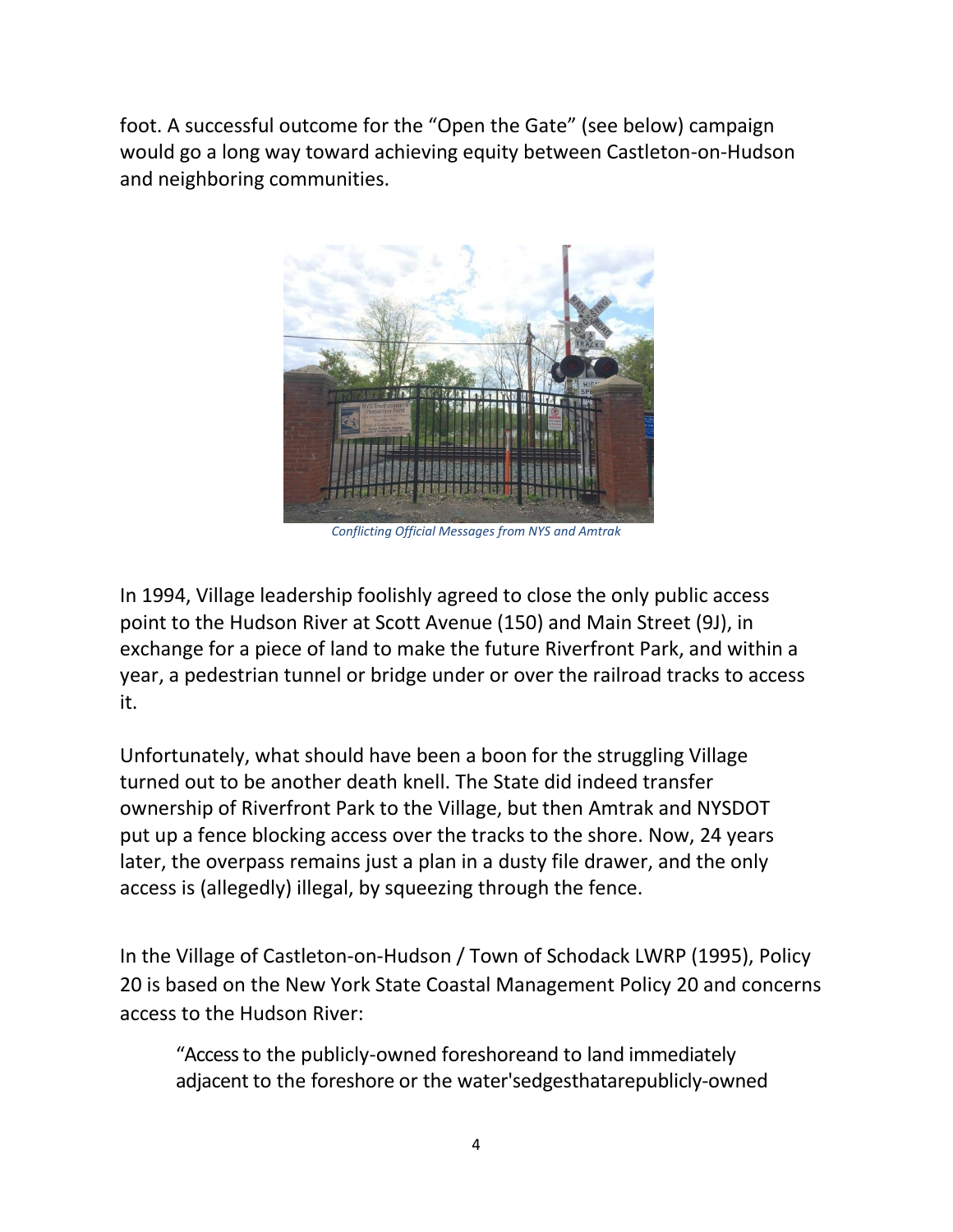foot. A successful outcome for the "Open the Gate" (see below) campaign would go a long way toward achieving equity between Castleton-on-Hudson and neighboring communities.

*Conflicting Official Messages from NYS and Amtrak*

In 1994, Village leadership foolishly agreed to close the only public access point to the Hudson River at Scott Avenue (150) and Main Street (9J), in exchange for a piece of land to make the future Riverfront Park, and within a year, a pedestrian tunnel or bridge under or over the railroad tracks to access it.

Unfortunately, what should have been a boon for the struggling Village turned out to be another death knell. The State did indeed transfer ownership of Riverfront Park to the Village, but then Amtrak and NYSDOT put up a fence blocking access over the tracks to the shore. Now, 24 years later, the overpass remains just a plan in a dusty file drawer, and the only access is (allegedly) illegal, by squeezing through the fence.

In the Village of Castleton-on-Hudson / Town of Schodack LWRP (1995), Policy 20 is based on the New York State Coastal Management Policy 20 and concerns access to the Hudson River:

> "Access to the publicly-owned foreshoreand to land immediately adjacent to the foreshore or the water'sedgesthatarepublicly-owned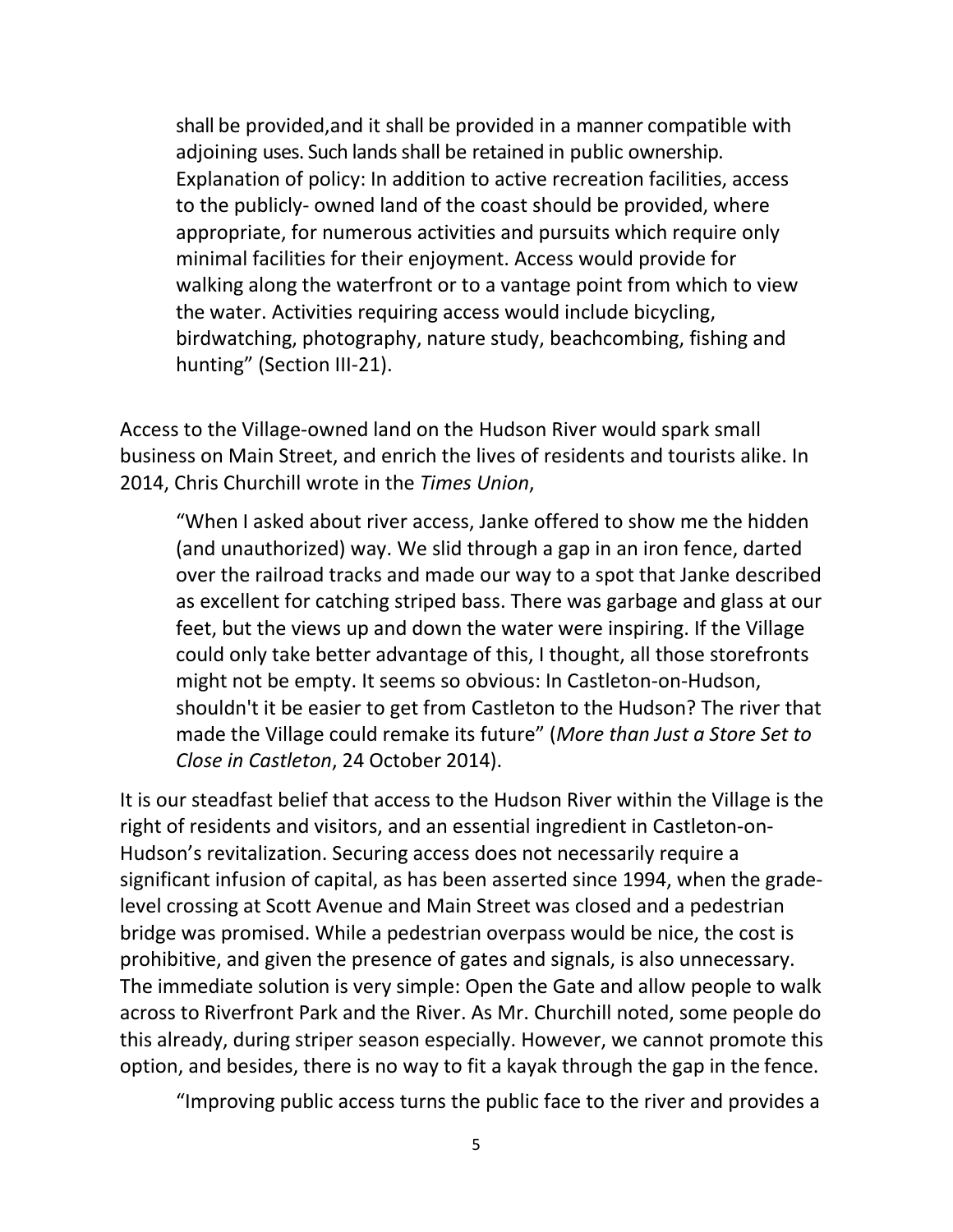> shall be provided,and it shall be provided in a manner compatible with adjoining uses. Such lands shall be retained in public ownership. Explanation of policy: In addition to active recreation facilities, access to the publicly- owned land of the coast should be provided, where appropriate, for numerous activities and pursuits which require only minimal facilities for their enjoyment. Access would provide for walking along the waterfront or to a vantage point from which to view the water. Activities requiring access would include bicycling, birdwatching, photography, nature study, beachcombing, fishing and hunting" (Section III-21).

Access to the Village-owned land on the Hudson River would spark small business on Main Street, and enrich the lives of residents and tourists alike. In 2014, Chris Churchill wrote in the *Times Union*,

> "When I asked about river access, Janke offered to show me the hidden (and unauthorized) way. We slid through a gap in an iron fence, darted over the railroad tracks and made our way to a spot that Janke described as excellent for catching striped bass. There was garbage and glass at our feet, but the views up and down the water were inspiring. If the Village could only take better advantage of this, I thought, all those storefronts might not be empty. It seems so obvious: In Castleton-on-Hudson, shouldn't it be easier to get from Castleton to the Hudson? The river that made the Village could remake its future" (*More than Just a Store Set to Close in Castleton*, 24 October 2014).

It is our steadfast belief that access to the Hudson River within the Village is the right of residents and visitors, and an essential ingredient in Castleton-on-Hudson's revitalization. Securing access does not necessarily require a significant infusion of capital, as has been asserted since 1994, when the grade-level crossing at Scott Avenue and Main Street was closed and a pedestrian bridge was promised. While a pedestrian overpass would be nice, the cost is prohibitive, and given the presence of gates and signals, is also unnecessary. The immediate solution is very simple: Open the Gate and allow people to walk across to Riverfront Park and the River. As Mr. Churchill noted, some people do this already, during striper season especially. However, we cannot promote this option, and besides, there is no way to fit a kayak through the gap in the fence.

> "Improving public access turns the public face to the river and provides a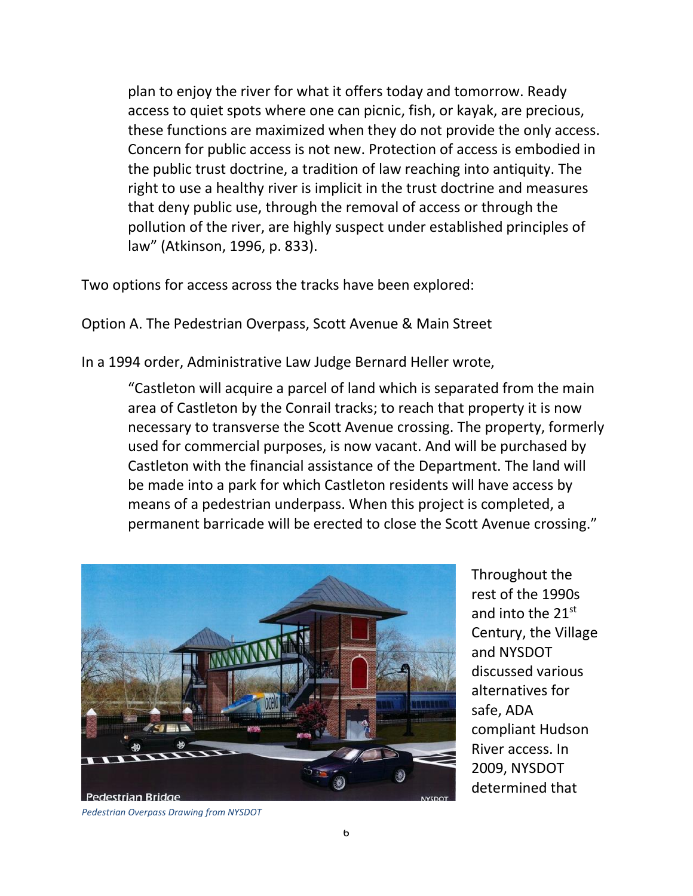plan to enjoy the river for what it offers today and tomorrow. Ready access to quiet spots where one can picnic, fish, or kayak, are precious, these functions are maximized when they do not provide the only access. Concern for public access is not new. Protection of access is embodied in the public trust doctrine, a tradition of law reaching into antiquity. The right to use a healthy river is implicit in the trust doctrine and measures that deny public use, through the removal of access or through the pollution of the river, are highly suspect under established principles of law" (Atkinson, 1996, p. 833).

Two options for access across the tracks have been explored:

Option A. The Pedestrian Overpass, Scott Avenue & Main Street

In a 1994 order, Administrative Law Judge Bernard Heller wrote,

> "Castleton will acquire a parcel of land which is separated from the main area of Castleton by the Conrail tracks; to reach that property it is now necessary to transverse the Scott Avenue crossing. The property, formerly used for commercial purposes, is now vacant. And will be purchased by Castleton with the financial assistance of the Department. The land will be made into a park for which Castleton residents will have access by means of a pedestrian underpass. When this project is completed, a permanent barricade will be erected to close the Scott Avenue crossing."

*Pedestrian Overpass Drawing from NYSDOT*

Throughout the rest of the 1990s and into the 21st Century, the Village and NYSDOT discussed various alternatives for safe, ADA compliant Hudson River access. In 2009, NYSDOT determined that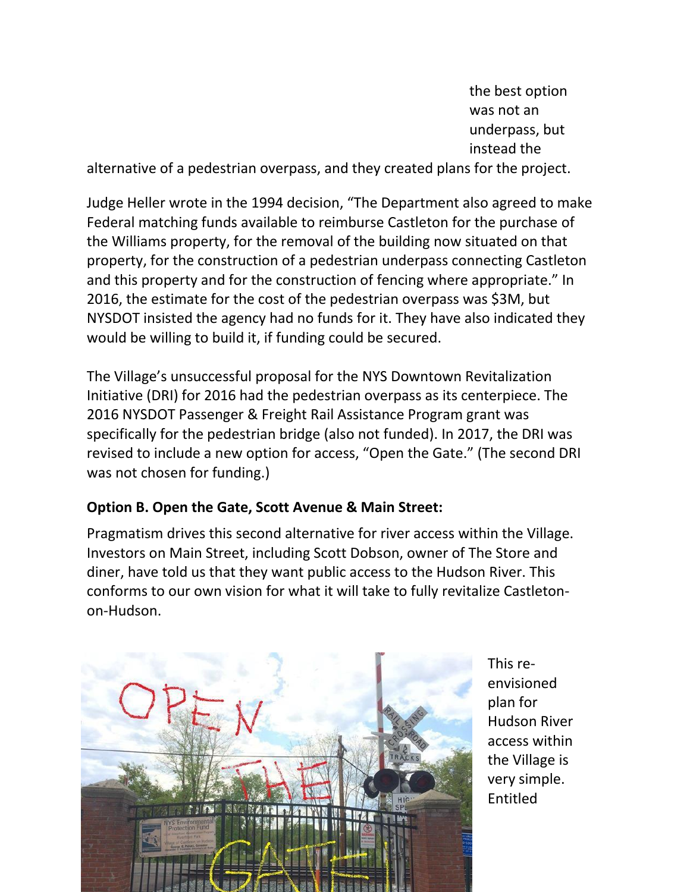the best option was not an underpass, but instead the alternative of a pedestrian overpass, and they created plans for the project.

Judge Heller wrote in the 1994 decision, “The Department also agreed to make Federal matching funds available to reimburse Castleton for the purchase of the Williams property, for the removal of the building now situated on that property, for the construction of a pedestrian underpass connecting Castleton and this property and for the construction of fencing where appropriate.” In 2016, the estimate for the cost of the pedestrian overpass was $3M, but NYSDOT insisted the agency had no funds for it. They have also indicated they would be willing to build it, if funding could be secured.

The Village’s unsuccessful proposal for the NYS Downtown Revitalization Initiative (DRI) for 2016 had the pedestrian overpass as its centerpiece. The 2016 NYSDOT Passenger & Freight Rail Assistance Program grant was specifically for the pedestrian bridge (also not funded). In 2017, the DRI was revised to include a new option for access, “Open the Gate.” (The second DRI was not chosen for funding.)

**Option B. Open the Gate, Scott Avenue & Main Street:**

Pragmatism drives this second alternative for river access within the Village. Investors on Main Street, including Scott Dobson, owner of The Store and diner, have told us that they want public access to the Hudson River. This conforms to our own vision for what it will take to fully revitalize Castleton-on-Hudson.

This re-envisioned plan for Hudson River access within the Village is very simple. Entitled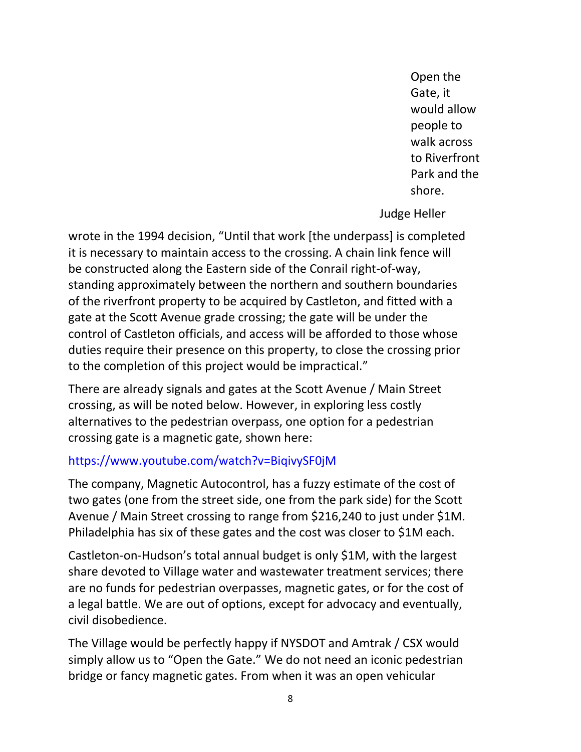Open the Gate, it would allow people to walk across to Riverfront Park and the shore.

Judge Heller wrote in the 1994 decision, "Until that work [the underpass] is completed it is necessary to maintain access to the crossing. A chain link fence will be constructed along the Eastern side of the Conrail right-of-way, standing approximately between the northern and southern boundaries of the riverfront property to be acquired by Castleton, and fitted with a gate at the Scott Avenue grade crossing; the gate will be under the control of Castleton officials, and access will be afforded to those whose duties require their presence on this property, to close the crossing prior to the completion of this project would be impractical."

There are already signals and gates at the Scott Avenue / Main Street crossing, as will be noted below. However, in exploring less costly alternatives to the pedestrian overpass, one option for a pedestrian crossing gate is a magnetic gate, shown here:

https://www.youtube.com/watch?v=BiqivySF0jM

The company, Magnetic Autocontrol, has a fuzzy estimate of the cost of two gates (one from the street side, one from the park side) for the Scott Avenue / Main Street crossing to range from $216,240 to just under $1M. Philadelphia has six of these gates and the cost was closer to $1M each.

Castleton-on-Hudson's total annual budget is only $1M, with the largest share devoted to Village water and wastewater treatment services; there are no funds for pedestrian overpasses, magnetic gates, or for the cost of a legal battle. We are out of options, except for advocacy and eventually, civil disobedience.

The Village would be perfectly happy if NYSDOT and Amtrak / CSX would simply allow us to "Open the Gate." We do not need an iconic pedestrian bridge or fancy magnetic gates. From when it was an open vehicular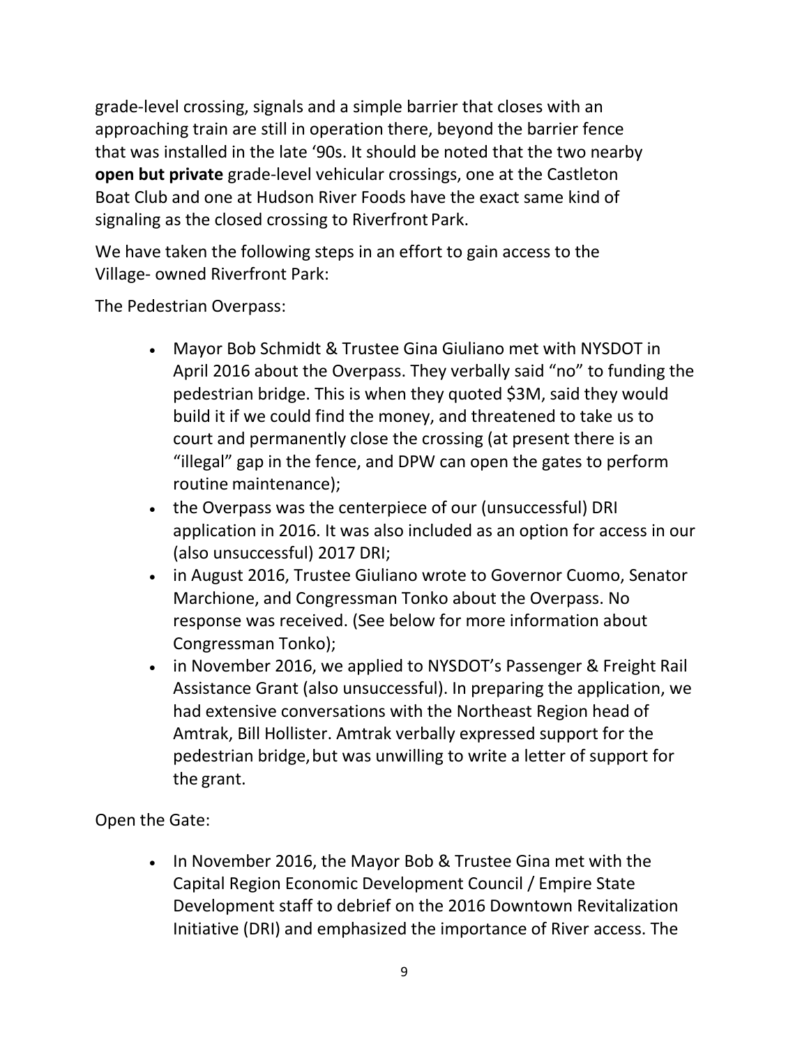grade-level crossing, signals and a simple barrier that closes with an approaching train are still in operation there, beyond the barrier fence that was installed in the late '90s. It should be noted that the two nearby **open but private** grade-level vehicular crossings, one at the Castleton Boat Club and one at Hudson River Foods have the exact same kind of signaling as the closed crossing to Riverfront Park.

We have taken the following steps in an effort to gain access to the Village- owned Riverfront Park:

The Pedestrian Overpass:

- Mayor Bob Schmidt & Trustee Gina Giuliano met with NYSDOT in April 2016 about the Overpass. They verbally said "no" to funding the pedestrian bridge. This is when they quoted $3M, said they would build it if we could find the money, and threatened to take us to court and permanently close the crossing (at present there is an "illegal" gap in the fence, and DPW can open the gates to perform routine maintenance);
- the Overpass was the centerpiece of our (unsuccessful) DRI application in 2016. It was also included as an option for access in our (also unsuccessful) 2017 DRI;
- in August 2016, Trustee Giuliano wrote to Governor Cuomo, Senator Marchione, and Congressman Tonko about the Overpass. No response was received. (See below for more information about Congressman Tonko);
- in November 2016, we applied to NYSDOT's Passenger & Freight Rail Assistance Grant (also unsuccessful). In preparing the application, we had extensive conversations with the Northeast Region head of Amtrak, Bill Hollister. Amtrak verbally expressed support for the pedestrian bridge, but was unwilling to write a letter of support for the grant.

Open the Gate:

- In November 2016, the Mayor Bob & Trustee Gina met with the Capital Region Economic Development Council / Empire State Development staff to debrief on the 2016 Downtown Revitalization Initiative (DRI) and emphasized the importance of River access. The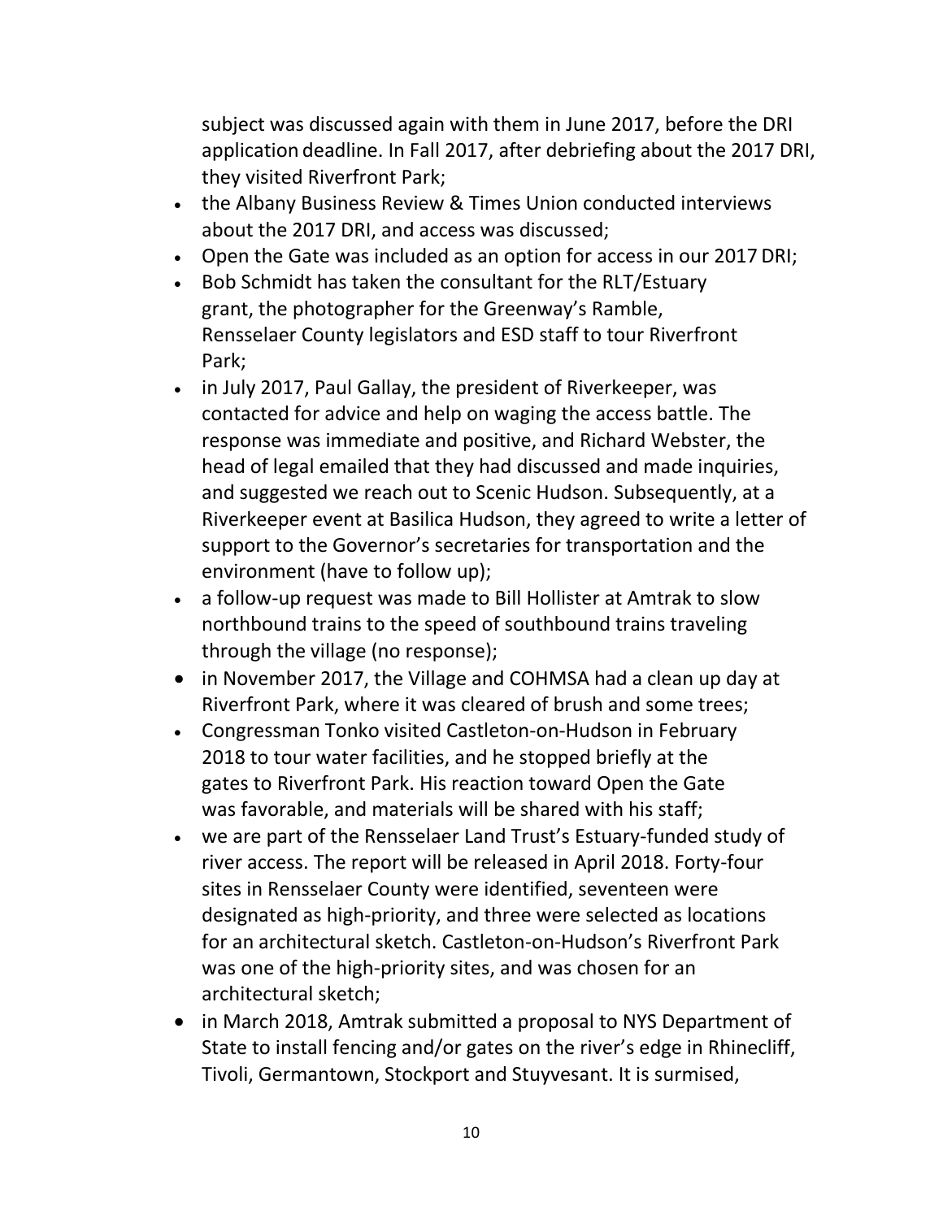subject was discussed again with them in June 2017, before the DRI application deadline. In Fall 2017, after debriefing about the 2017 DRI, they visited Riverfront Park;

- the Albany Business Review & Times Union conducted interviews about the 2017 DRI, and access was discussed;
- Open the Gate was included as an option for access in our 2017 DRI;
- Bob Schmidt has taken the consultant for the RLT/Estuary grant, the photographer for the Greenway's Ramble, Rensselaer County legislators and ESD staff to tour Riverfront Park;
- in July 2017, Paul Gallay, the president of Riverkeeper, was contacted for advice and help on waging the access battle. The response was immediate and positive, and Richard Webster, the head of legal emailed that they had discussed and made inquiries, and suggested we reach out to Scenic Hudson. Subsequently, at a Riverkeeper event at Basilica Hudson, they agreed to write a letter of support to the Governor's secretaries for transportation and the environment (have to follow up);
- a follow-up request was made to Bill Hollister at Amtrak to slow northbound trains to the speed of southbound trains traveling through the village (no response);
- in November 2017, the Village and COHMSA had a clean up day at Riverfront Park, where it was cleared of brush and some trees;
- Congressman Tonko visited Castleton-on-Hudson in February 2018 to tour water facilities, and he stopped briefly at the gates to Riverfront Park. His reaction toward Open the Gate was favorable, and materials will be shared with his staff;
- we are part of the Rensselaer Land Trust's Estuary-funded study of river access. The report will be released in April 2018. Forty-four sites in Rensselaer County were identified, seventeen were designated as high-priority, and three were selected as locations for an architectural sketch. Castleton-on-Hudson's Riverfront Park was one of the high-priority sites, and was chosen for an architectural sketch;
- in March 2018, Amtrak submitted a proposal to NYS Department of State to install fencing and/or gates on the river's edge in Rhinecliff, Tivoli, Germantown, Stockport and Stuyvesant. It is surmised,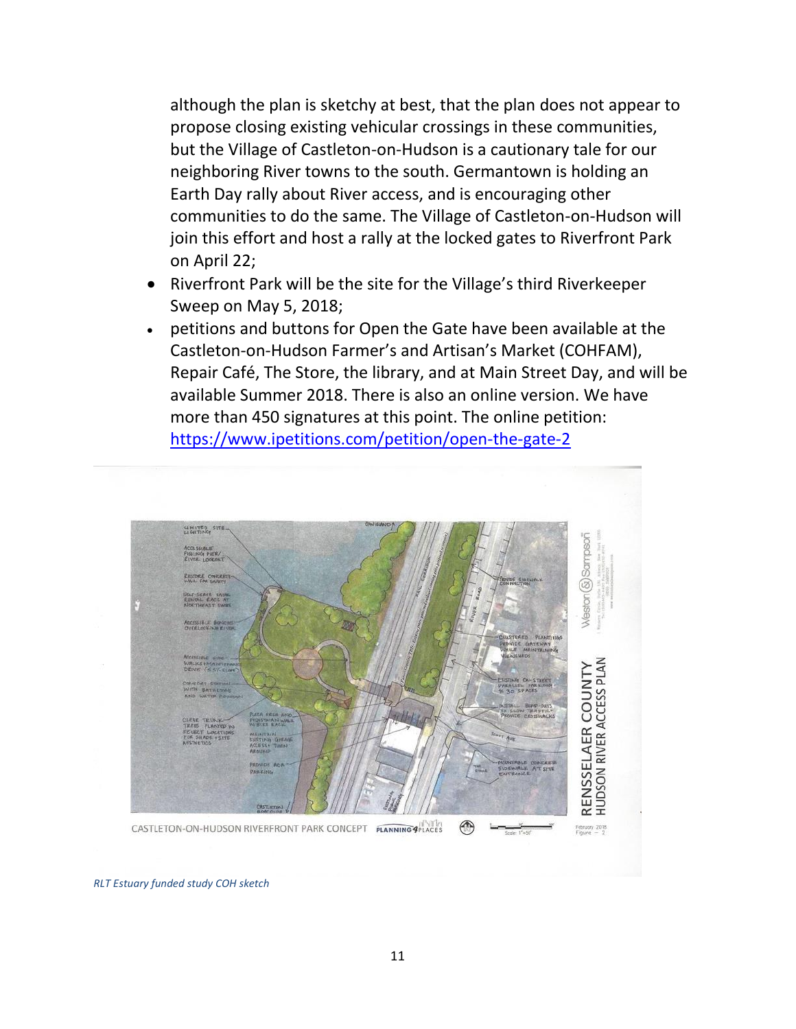although the plan is sketchy at best, that the plan does not appear to propose closing existing vehicular crossings in these communities, but the Village of Castleton-on-Hudson is a cautionary tale for our neighboring River towns to the south. Germantown is holding an Earth Day rally about River access, and is encouraging other communities to do the same. The Village of Castleton-on-Hudson will join this effort and host a rally at the locked gates to Riverfront Park on April 22;

- Riverfront Park will be the site for the Village's third Riverkeeper Sweep on May 5, 2018;
- petitions and buttons for Open the Gate have been available at the Castleton-on-Hudson Farmer's and Artisan's Market (COHFAM), Repair Café, The Store, the library, and at Main Street Day, and will be available Summer 2018. There is also an online version. We have more than 450 signatures at this point. The online petition: https://www.ipetitions.com/petition/open-the-gate-2

*RLT Estuary funded study COH sketch*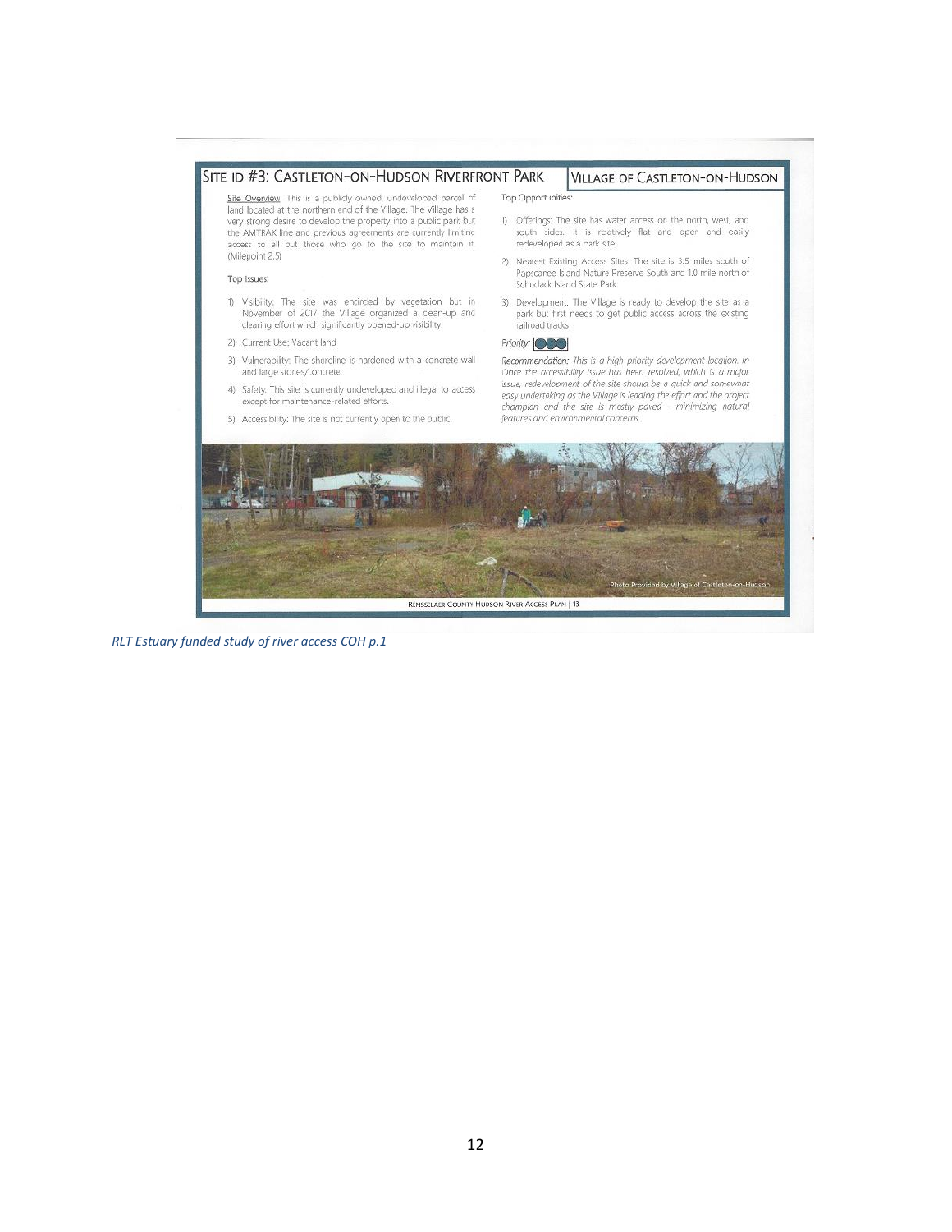## Site ID #3: Castleton-on-Hudson Riverfront Park

**Village of Castleton-on-Hudson**

Site Overview: This is a publicly owned, undeveloped parcel of land located at the northern end of the Village. The Village has a very strong desire to develop the property into a public park but the AMTRAK line and previous agreements are currently limiting access to all but those who go to the site to maintain it. (Milepoint 2.5)

Top Issues:

1) Visibility: The site was encircled by vegetation but in November of 2017 the Village organized a clean-up and clearing effort which significantly opened-up visibility.
2) Current Use: Vacant land
3) Vulnerability: The shoreline is hardened with a concrete wall and large stones/concrete.
4) Safety: This site is currently undeveloped and illegal to access except for maintenance-related efforts.
5) Accessibility: The site is not currently open to the public.

Top Opportunities:

1) Offerings: The site has water access on the north, west, and south sides. It is relatively flat and open and easily redeveloped as a park site.
2) Nearest Existing Access Sites: The site is 3.5 miles south of Papscanee Island Nature Preserve South and 1.0 mile north of Schodack Island State Park.
3) Development: The Village is ready to develop the site as a park but first needs to get public access across the existing railroad tracks.

Priority:

*Recommendation: This is a high-priority development location. In Once the accessibility issue has been resolved, which is a major issue, redevelopment of the site should be a quick and somewhat easy undertaking as the Village is leading the effort and the project champion and the site is mostly paved - minimizing natural features and environmental concerns.*

Photo Provided by Village of Castleton-on-Hudson

Rensselaer County Hudson River Access Plan | 13

*RLT Estuary funded study of river access COH p.1*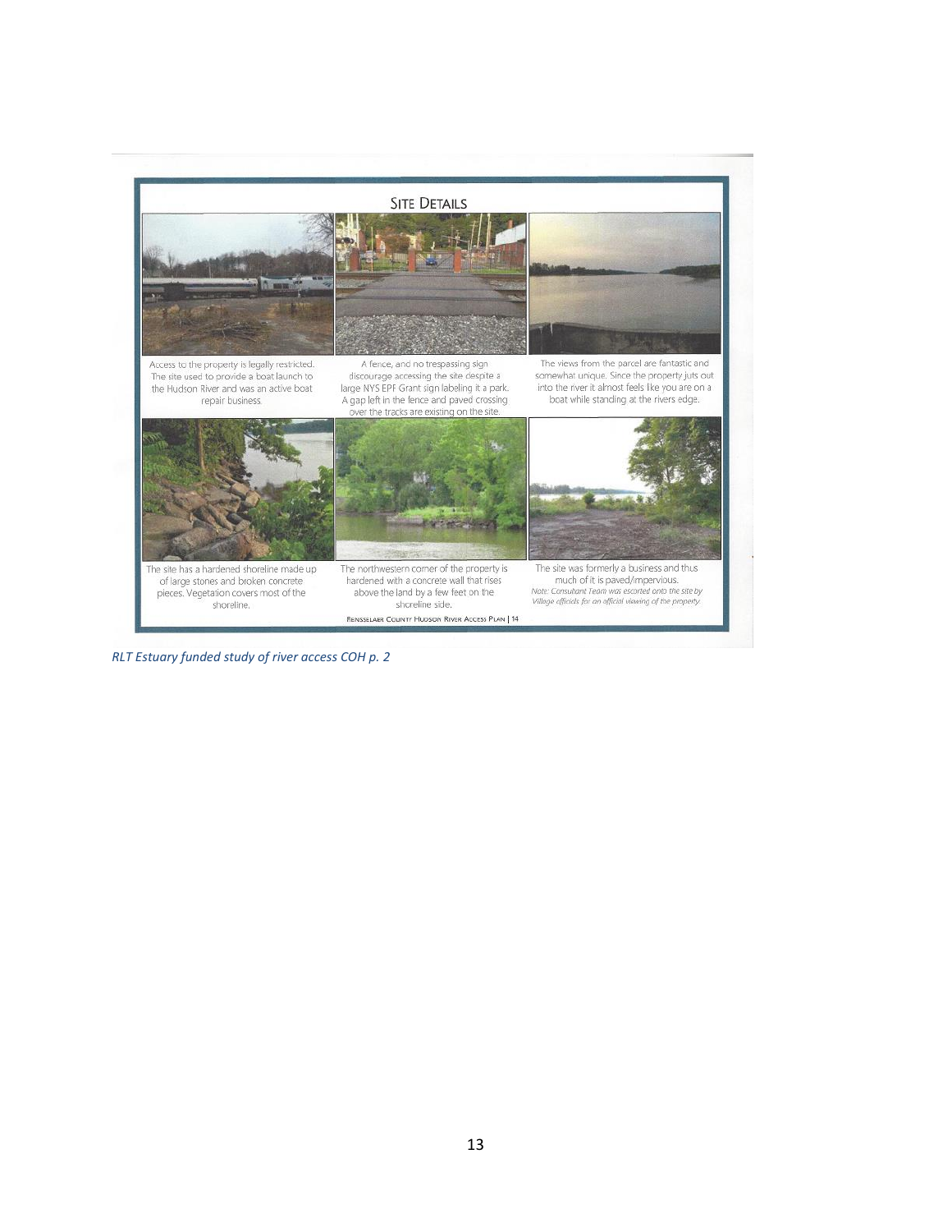## Site Details

Access to the property is legally restricted. The site used to provide a boat launch to the Hudson River and was an active boat repair business.

A fence, and no trespassing sign discourage accessing the site despite a large NYS EPF Grant sign labeling it a park. A gap left in the fence and paved crossing over the tracks are existing on the site.

The views from the parcel are fantastic and somewhat unique. Since the property juts out into the river it almost feels like you are on a boat while standing at the rivers edge.

The site has a hardened shoreline made up of large stones and broken concrete pieces. Vegetation covers most of the shoreline.

The northwestern corner of the property is hardened with a concrete wall that rises above the land by a few feet on the shoreline side.

The site was formerly a business and thus much of it is paved/impervious.
*Note: Consultant Team was escorted onto the site by Village officials for an official viewing of the property.*

RENSSELAER COUNTY HUDSON RIVER ACCESS PLAN | 14

*RLT Estuary funded study of river access COH p. 2*